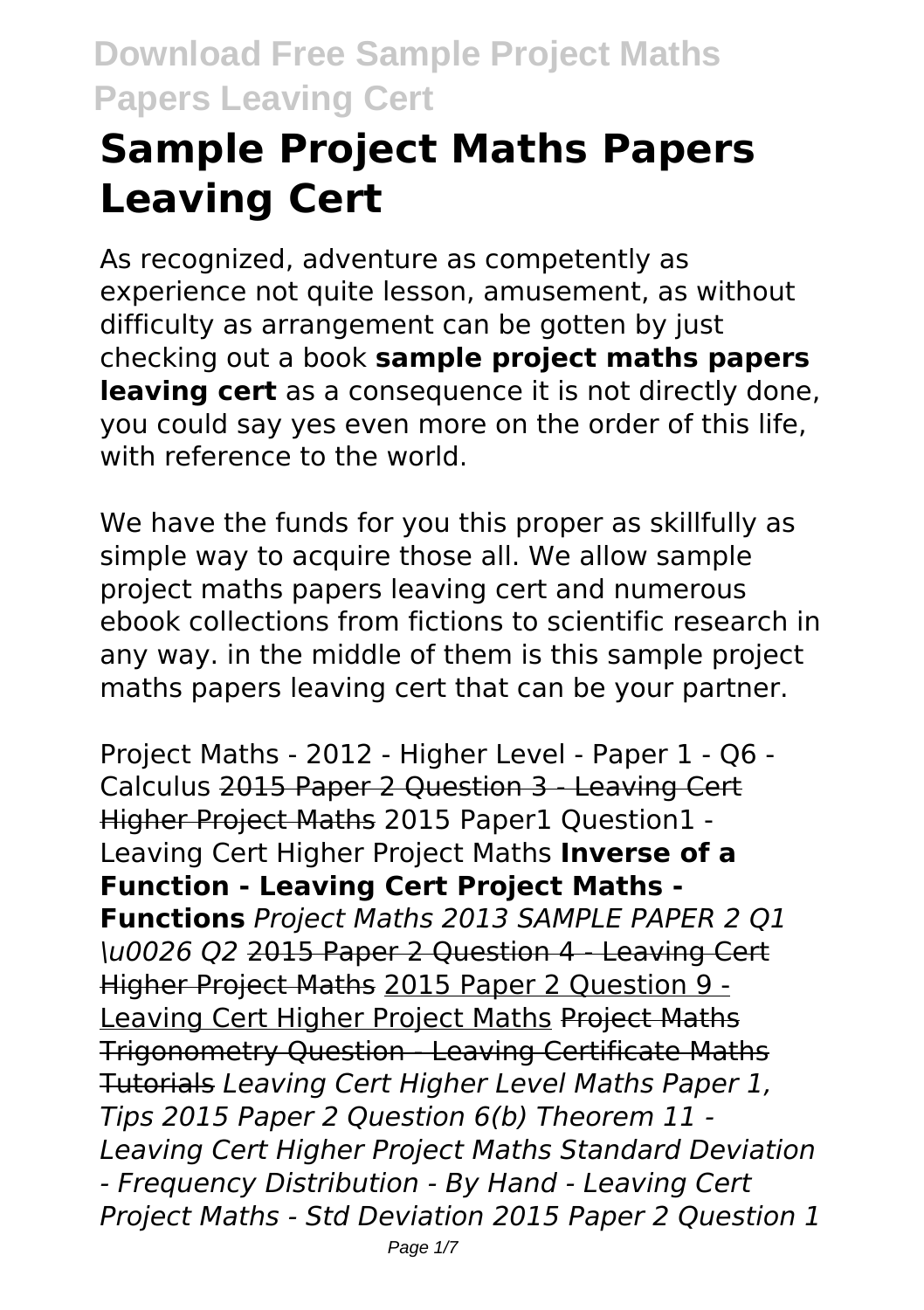# Sample Project Maths Papers Leaving Cert

As recognized, adventure as competently as experience not quite lesson, amusement, as without difficulty as arrangement can be gotten by just checking out a book **sample project maths papers leaving cert** as a consequence it is not directly done, you could say yes even more on the order of this life, with reference to the world.

We have the funds for you this proper as skillfully as simple way to acquire those all. We allow sample project maths papers leaving cert and numerous ebook collections from fictions to scientific research in any way. in the middle of them is this sample project maths papers leaving cert that can be your partner.

Project Maths - 2012 - Higher Level - Paper 1 - Q6 - Calculus ~~2015 Paper 2 Question 3 - Leaving Cert Higher Project Maths~~ 2015 Paper1 Question1 - Leaving Cert Higher Project Maths **Inverse of a Function - Leaving Cert Project Maths - Functions** *Project Maths 2013 SAMPLE PAPER 2 Q1 \u0026 Q2* ~~2015 Paper 2 Question 4 - Leaving Cert Higher Project Maths~~ 2015 Paper 2 Question 9 - Leaving Cert Higher Project Maths ~~Project Maths Trigonometry Question - Leaving Certificate Maths Tutorials~~ *Leaving Cert Higher Level Maths Paper 1, Tips 2015 Paper 2 Question 6(b) Theorem 11 - Leaving Cert Higher Project Maths Standard Deviation - Frequency Distribution - By Hand - Leaving Cert Project Maths - Std Deviation 2015 Paper 2 Question 1*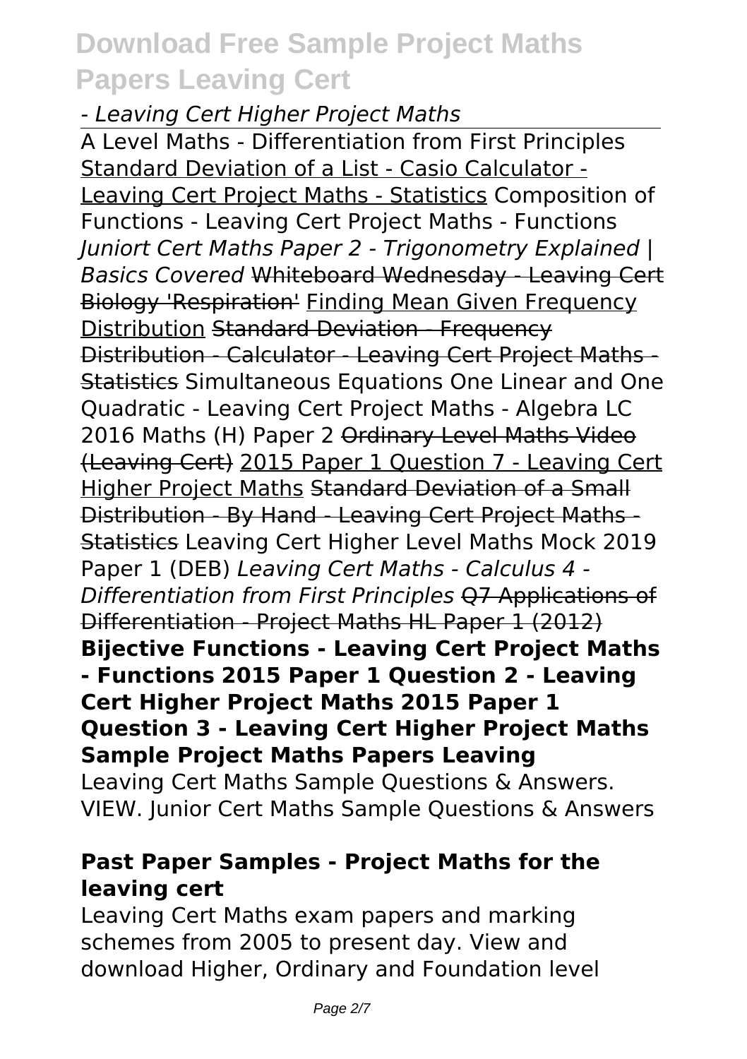*- Leaving Cert Higher Project Maths*

A Level Maths - Differentiation from First Principles Standard Deviation of a List - Casio Calculator - Leaving Cert Project Maths - Statistics Composition of Functions - Leaving Cert Project Maths - Functions *Juniort Cert Maths Paper 2 - Trigonometry Explained | Basics Covered* Whiteboard Wednesday - Leaving Cert Biology 'Respiration' Finding Mean Given Frequency Distribution ~~Standard Deviation - Frequency Distribution - Calculator - Leaving Cert Project Maths - Statistics~~ Simultaneous Equations One Linear and One Quadratic - Leaving Cert Project Maths - Algebra LC 2016 Maths (H) Paper 2 ~~Ordinary Level Maths Video (Leaving Cert)~~ 2015 Paper 1 Question 7 - Leaving Cert Higher Project Maths ~~Standard Deviation of a Small Distribution - By Hand - Leaving Cert Project Maths - Statistics~~ Leaving Cert Higher Level Maths Mock 2019 Paper 1 (DEB) *Leaving Cert Maths - Calculus 4 - Differentiation from First Principles* ~~Q7 Applications of Differentiation - Project Maths HL Paper 1 (2012)~~ **Bijective Functions - Leaving Cert Project Maths - Functions 2015 Paper 1 Question 2 - Leaving Cert Higher Project Maths 2015 Paper 1 Question 3 - Leaving Cert Higher Project Maths**

**Sample Project Maths Papers Leaving**

Leaving Cert Maths Sample Questions & Answers. VIEW. Junior Cert Maths Sample Questions & Answers

### **Past Paper Samples - Project Maths for the leaving cert**

Leaving Cert Maths exam papers and marking schemes from 2005 to present day. View and download Higher, Ordinary and Foundation level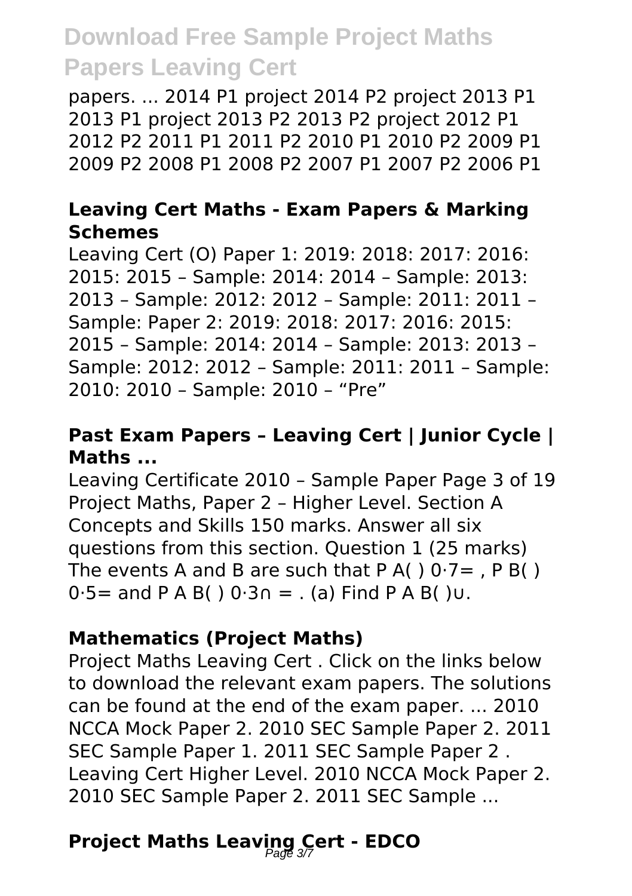papers. ... 2014 P1 project 2014 P2 project 2013 P1 2013 P1 project 2013 P2 2013 P2 project 2012 P1 2012 P2 2011 P1 2011 P2 2010 P1 2010 P2 2009 P1 2009 P2 2008 P1 2008 P2 2007 P1 2007 P2 2006 P1

### Leaving Cert Maths - Exam Papers & Marking Schemes

Leaving Cert (O) Paper 1: 2019: 2018: 2017: 2016: 2015: 2015 – Sample: 2014: 2014 – Sample: 2013: 2013 – Sample: 2012: 2012 – Sample: 2011: 2011 – Sample: Paper 2: 2019: 2018: 2017: 2016: 2015: 2015 – Sample: 2014: 2014 – Sample: 2013: 2013 – Sample: 2012: 2012 – Sample: 2011: 2011 – Sample: 2010: 2010 – Sample: 2010 – "Pre"

### Past Exam Papers – Leaving Cert | Junior Cycle | Maths ...

Leaving Certificate 2010 – Sample Paper Page 3 of 19 Project Maths, Paper 2 – Higher Level. Section A Concepts and Skills 150 marks. Answer all six questions from this section. Question 1 (25 marks) The events A and B are such that P A( ) 0·7= , P B( ) 0·5= and P A B( ) 0·3∩ = . (a) Find P A B( )∪.

### Mathematics (Project Maths)

Project Maths Leaving Cert . Click on the links below to download the relevant exam papers. The solutions can be found at the end of the exam paper. ... 2010 NCCA Mock Paper 2. 2010 SEC Sample Paper 2. 2011 SEC Sample Paper 1. 2011 SEC Sample Paper 2 . Leaving Cert Higher Level. 2010 NCCA Mock Paper 2. 2010 SEC Sample Paper 2. 2011 SEC Sample ...

### Project Maths Leaving Cert - EDCO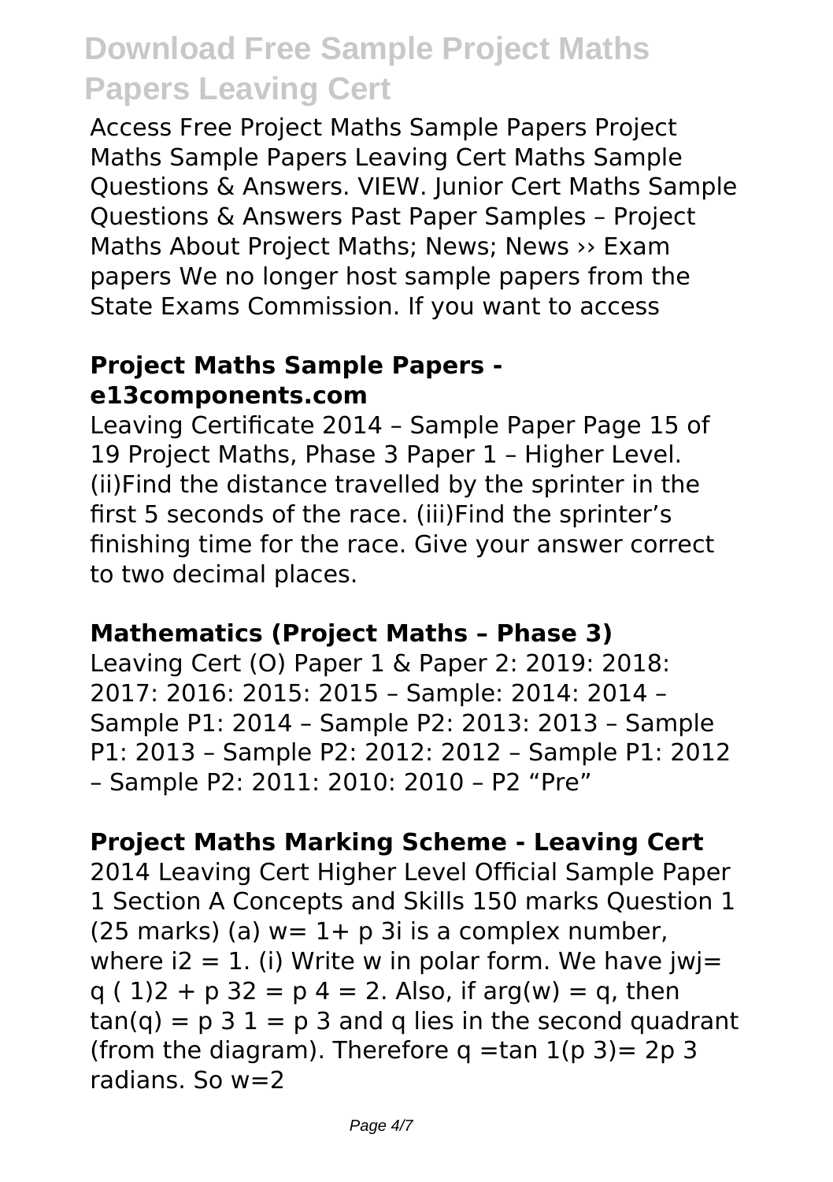Access Free Project Maths Sample Papers Project Maths Sample Papers Leaving Cert Maths Sample Questions & Answers. VIEW. Junior Cert Maths Sample Questions & Answers Past Paper Samples – Project Maths About Project Maths; News; News ›› Exam papers We no longer host sample papers from the State Exams Commission. If you want to access

### Project Maths Sample Papers - e13components.com

Leaving Certificate 2014 – Sample Paper Page 15 of 19 Project Maths, Phase 3 Paper 1 – Higher Level. (ii)Find the distance travelled by the sprinter in the first 5 seconds of the race. (iii)Find the sprinter's finishing time for the race. Give your answer correct to two decimal places.

### Mathematics (Project Maths – Phase 3)

Leaving Cert (O) Paper 1 & Paper 2: 2019: 2018: 2017: 2016: 2015: 2015 – Sample: 2014: 2014 – Sample P1: 2014 – Sample P2: 2013: 2013 – Sample P1: 2013 – Sample P2: 2012: 2012 – Sample P1: 2012 – Sample P2: 2011: 2010: 2010 – P2 "Pre"

### Project Maths Marking Scheme - Leaving Cert

2014 Leaving Cert Higher Level Official Sample Paper 1 Section A Concepts and Skills 150 marks Question 1 (25 marks) (a) w= 1+ p 3i is a complex number, where i2 = 1. (i) Write w in polar form. We have jwj= q ( 1)2 + p 32 = p 4 = 2. Also, if arg(w) = q, then tan(q) = p 3 1 = p 3 and q lies in the second quadrant (from the diagram). Therefore q =tan 1(p 3)= 2p 3 radians. So w=2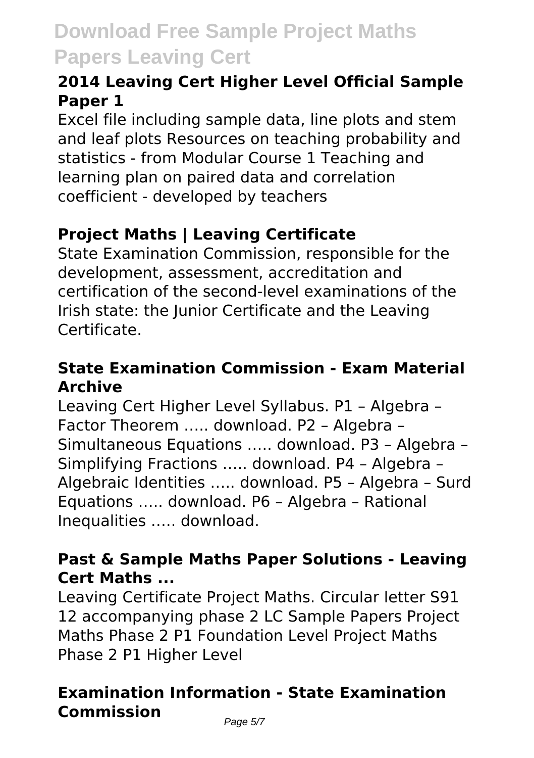### 2014 Leaving Cert Higher Level Official Sample Paper 1

Excel file including sample data, line plots and stem and leaf plots Resources on teaching probability and statistics - from Modular Course 1 Teaching and learning plan on paired data and correlation coefficient - developed by teachers

### Project Maths | Leaving Certificate

State Examination Commission, responsible for the development, assessment, accreditation and certification of the second-level examinations of the Irish state: the Junior Certificate and the Leaving Certificate.

### State Examination Commission - Exam Material Archive

Leaving Cert Higher Level Syllabus. P1 – Algebra – Factor Theorem ….. download. P2 – Algebra – Simultaneous Equations ….. download. P3 – Algebra – Simplifying Fractions ….. download. P4 – Algebra – Algebraic Identities ….. download. P5 – Algebra – Surd Equations ….. download. P6 – Algebra – Rational Inequalities ….. download.

### Past & Sample Maths Paper Solutions - Leaving Cert Maths ...

Leaving Certificate Project Maths. Circular letter S91 12 accompanying phase 2 LC Sample Papers Project Maths Phase 2 P1 Foundation Level Project Maths Phase 2 P1 Higher Level

### Examination Information - State Examination Commission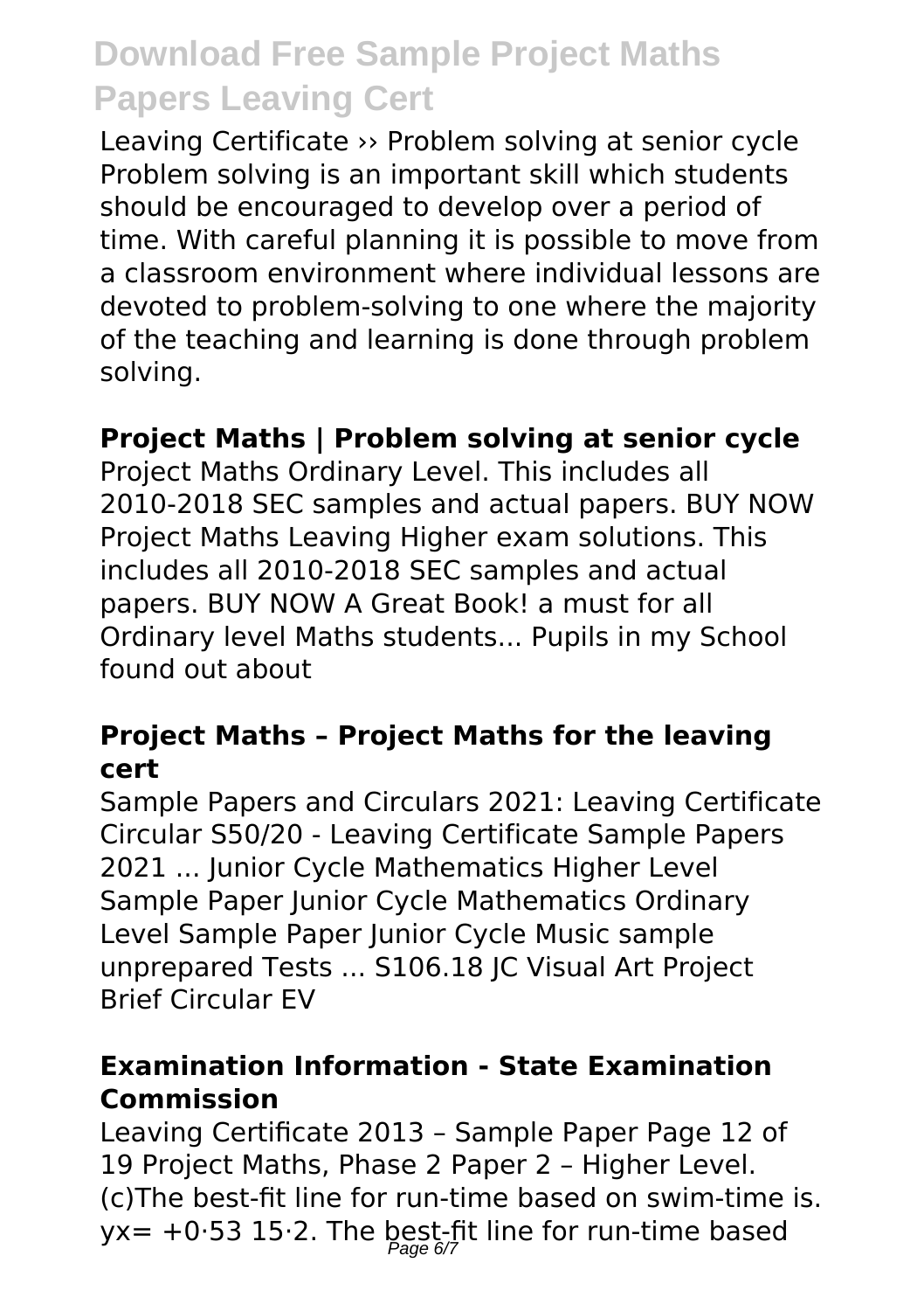Leaving Certificate ›› Problem solving at senior cycle Problem solving is an important skill which students should be encouraged to develop over a period of time. With careful planning it is possible to move from a classroom environment where individual lessons are devoted to problem-solving to one where the majority of the teaching and learning is done through problem solving.

## Project Maths | Problem solving at senior cycle

Project Maths Ordinary Level. This includes all 2010-2018 SEC samples and actual papers. BUY NOW Project Maths Leaving Higher exam solutions. This includes all 2010-2018 SEC samples and actual papers. BUY NOW A Great Book! a must for all Ordinary level Maths students... Pupils in my School found out about

## Project Maths – Project Maths for the leaving cert

Sample Papers and Circulars 2021: Leaving Certificate Circular S50/20 - Leaving Certificate Sample Papers 2021 ... Junior Cycle Mathematics Higher Level Sample Paper Junior Cycle Mathematics Ordinary Level Sample Paper Junior Cycle Music sample unprepared Tests ... S106.18 JC Visual Art Project Brief Circular EV

## Examination Information - State Examination Commission

Leaving Certificate 2013 – Sample Paper Page 12 of 19 Project Maths, Phase 2 Paper 2 – Higher Level. (c)The best-fit line for run-time based on swim-time is. yx= +0·53 15·2. The best-fit line for run-time based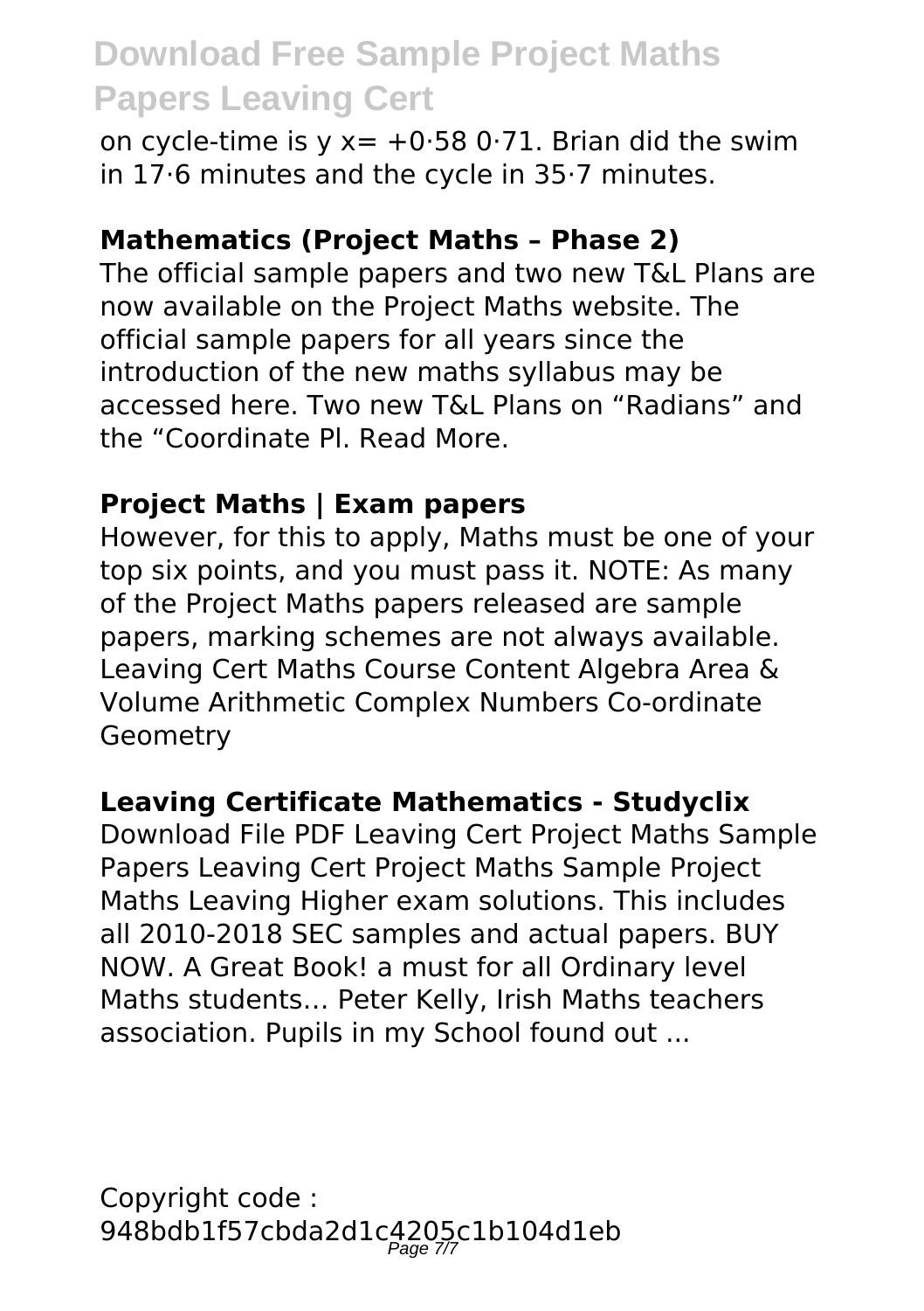on cycle-time is y x= +0·58 0·71. Brian did the swim in 17·6 minutes and the cycle in 35·7 minutes.

**Mathematics (Project Maths – Phase 2)**

The official sample papers and two new T&L Plans are now available on the Project Maths website. The official sample papers for all years since the introduction of the new maths syllabus may be accessed here. Two new T&L Plans on "Radians" and the "Coordinate Pl. Read More.

**Project Maths | Exam papers**

However, for this to apply, Maths must be one of your top six points, and you must pass it. NOTE: As many of the Project Maths papers released are sample papers, marking schemes are not always available. Leaving Cert Maths Course Content Algebra Area & Volume Arithmetic Complex Numbers Co-ordinate Geometry

**Leaving Certificate Mathematics - Studyclix**

Download File PDF Leaving Cert Project Maths Sample Papers Leaving Cert Project Maths Sample Project Maths Leaving Higher exam solutions. This includes all 2010-2018 SEC samples and actual papers. BUY NOW. A Great Book! a must for all Ordinary level Maths students... Peter Kelly, Irish Maths teachers association. Pupils in my School found out ...

Copyright code : 948bdb1f57cbda2d1c4205c1b104d1eb